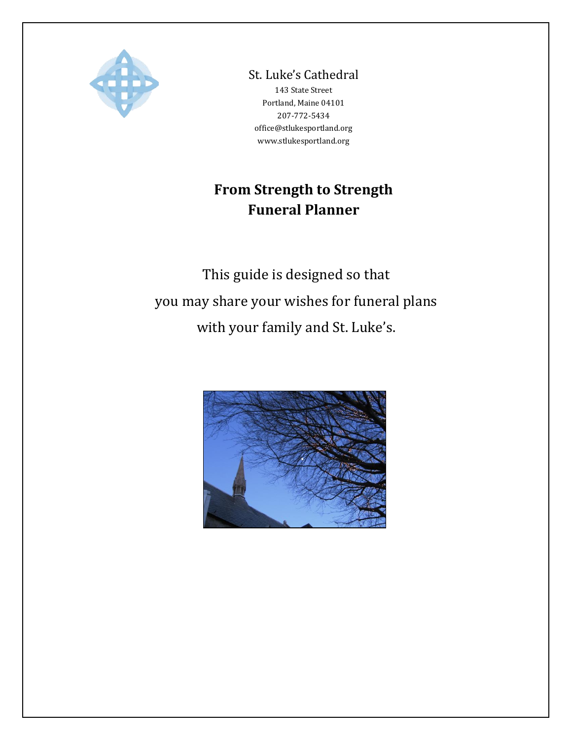St. Luke's Cathedral
143 State Street
Portland, Maine 04101
207-772-5434
office@stlukesportland.org
www.stlukesportland.org

# From Strength to Strength
# Funeral Planner

This guide is designed so that
you may share your wishes for funeral plans
with your family and St. Luke's.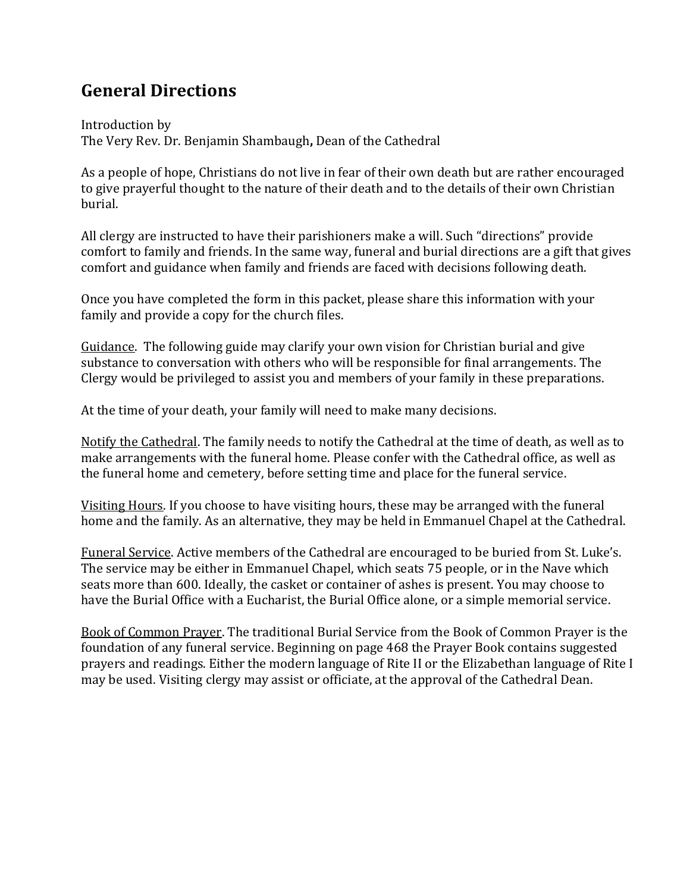## General Directions

Introduction by
The Very Rev. Dr. Benjamin Shambaugh**,** Dean of the Cathedral

As a people of hope, Christians do not live in fear of their own death but are rather encouraged to give prayerful thought to the nature of their death and to the details of their own Christian burial.

All clergy are instructed to have their parishioners make a will. Such "directions" provide comfort to family and friends. In the same way, funeral and burial directions are a gift that gives comfort and guidance when family and friends are faced with decisions following death.

Once you have completed the form in this packet, please share this information with your family and provide a copy for the church files.

<u>Guidance</u>. The following guide may clarify your own vision for Christian burial and give substance to conversation with others who will be responsible for final arrangements. The Clergy would be privileged to assist you and members of your family in these preparations.

At the time of your death, your family will need to make many decisions.

<u>Notify the Cathedral</u>. The family needs to notify the Cathedral at the time of death, as well as to make arrangements with the funeral home. Please confer with the Cathedral office, as well as the funeral home and cemetery, before setting time and place for the funeral service.

<u>Visiting Hours</u>. If you choose to have visiting hours, these may be arranged with the funeral home and the family. As an alternative, they may be held in Emmanuel Chapel at the Cathedral.

<u>Funeral Service</u>. Active members of the Cathedral are encouraged to be buried from St. Luke's. The service may be either in Emmanuel Chapel, which seats 75 people, or in the Nave which seats more than 600. Ideally, the casket or container of ashes is present. You may choose to have the Burial Office with a Eucharist, the Burial Office alone, or a simple memorial service.

<u>Book of Common Prayer</u>. The traditional Burial Service from the Book of Common Prayer is the foundation of any funeral service. Beginning on page 468 the Prayer Book contains suggested prayers and readings. Either the modern language of Rite II or the Elizabethan language of Rite I may be used. Visiting clergy may assist or officiate, at the approval of the Cathedral Dean.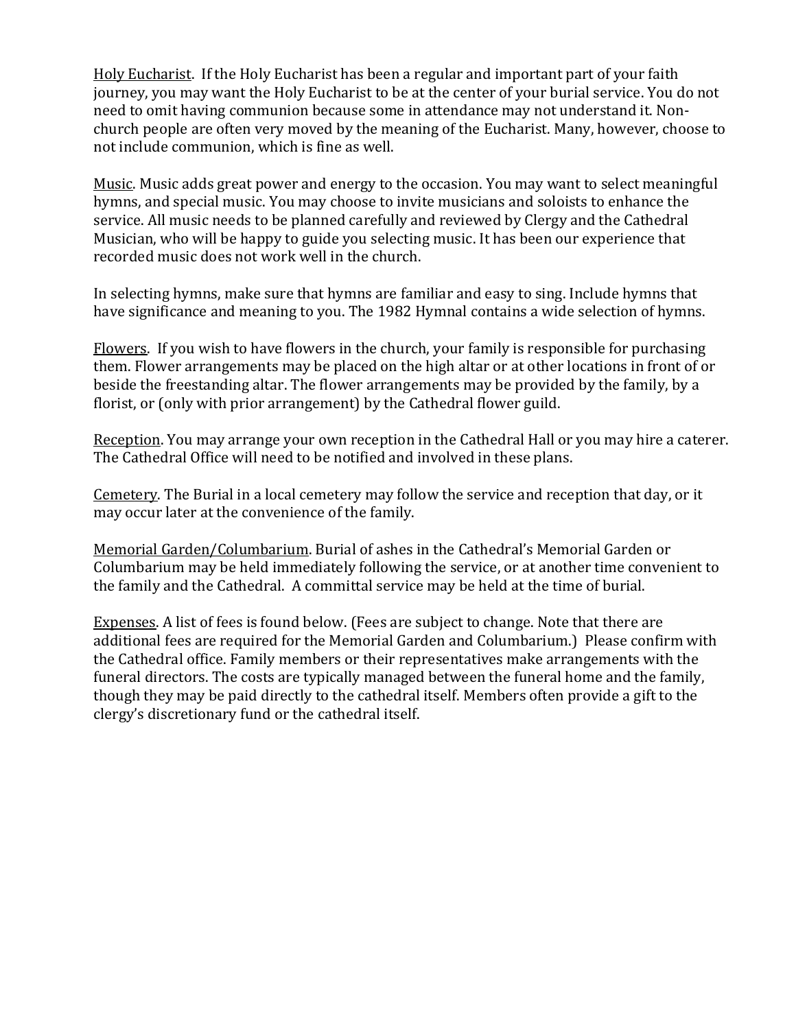<u>Holy Eucharist</u>. If the Holy Eucharist has been a regular and important part of your faith journey, you may want the Holy Eucharist to be at the center of your burial service. You do not need to omit having communion because some in attendance may not understand it. Non-church people are often very moved by the meaning of the Eucharist. Many, however, choose to not include communion, which is fine as well.

<u>Music</u>. Music adds great power and energy to the occasion. You may want to select meaningful hymns, and special music. You may choose to invite musicians and soloists to enhance the service. All music needs to be planned carefully and reviewed by Clergy and the Cathedral Musician, who will be happy to guide you selecting music. It has been our experience that recorded music does not work well in the church.

In selecting hymns, make sure that hymns are familiar and easy to sing. Include hymns that have significance and meaning to you. The 1982 Hymnal contains a wide selection of hymns.

<u>Flowers</u>. If you wish to have flowers in the church, your family is responsible for purchasing them. Flower arrangements may be placed on the high altar or at other locations in front of or beside the freestanding altar. The flower arrangements may be provided by the family, by a florist, or (only with prior arrangement) by the Cathedral flower guild.

<u>Reception</u>. You may arrange your own reception in the Cathedral Hall or you may hire a caterer. The Cathedral Office will need to be notified and involved in these plans.

<u>Cemetery</u>. The Burial in a local cemetery may follow the service and reception that day, or it may occur later at the convenience of the family.

<u>Memorial Garden/Columbarium</u>. Burial of ashes in the Cathedral's Memorial Garden or Columbarium may be held immediately following the service, or at another time convenient to the family and the Cathedral. A committal service may be held at the time of burial.

<u>Expenses</u>. A list of fees is found below. (Fees are subject to change. Note that there are additional fees are required for the Memorial Garden and Columbarium.) Please confirm with the Cathedral office. Family members or their representatives make arrangements with the funeral directors. The costs are typically managed between the funeral home and the family, though they may be paid directly to the cathedral itself. Members often provide a gift to the clergy's discretionary fund or the cathedral itself.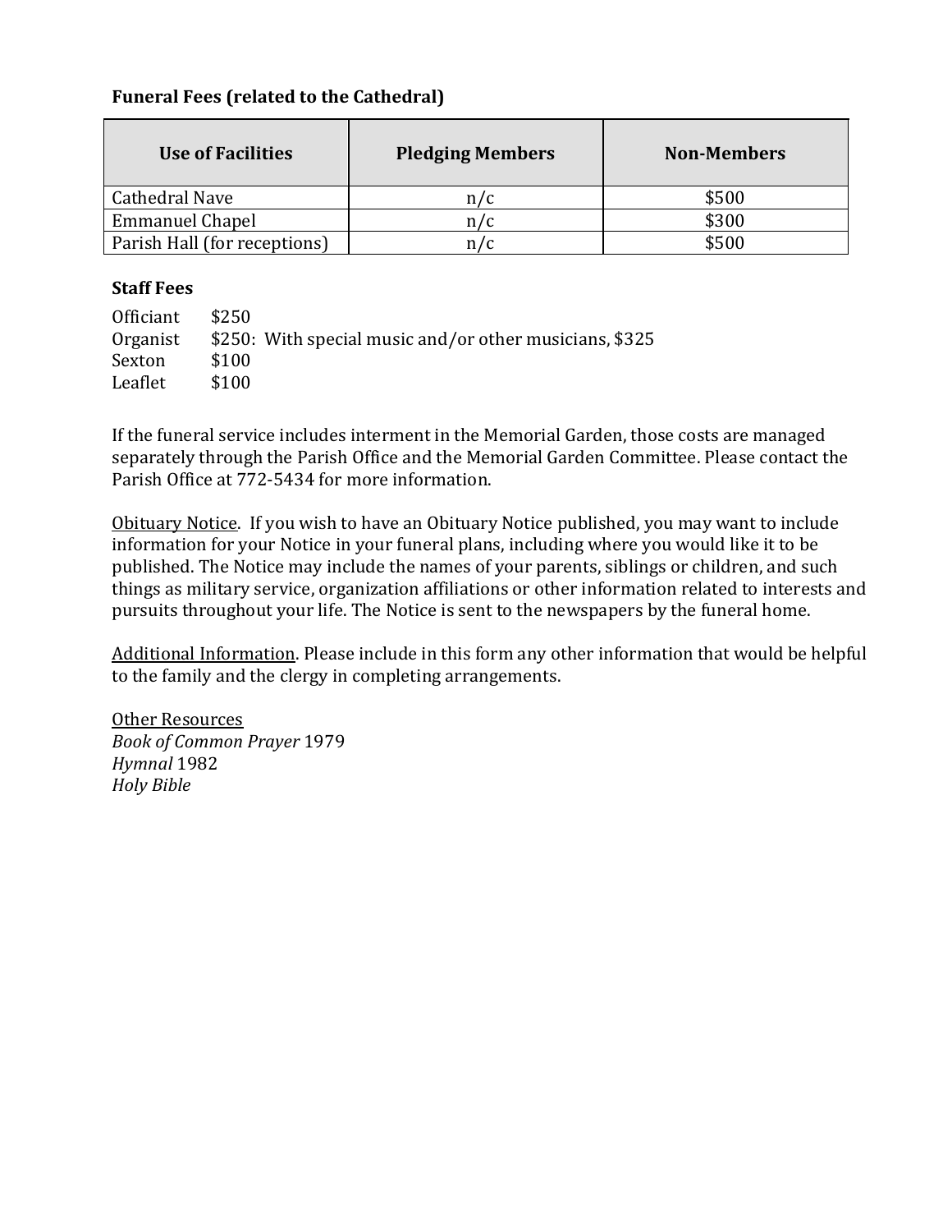**Funeral Fees (related to the Cathedral)**

| Use of Facilities | Pledging Members | Non-Members |
|---|---|---|
| Cathedral Nave | n/c | $500 |
| Emmanuel Chapel | n/c | $300 |
| Parish Hall (for receptions) | n/c | $500 |

**Staff Fees**

Officiant $250
Organist $250: With special music and/or other musicians, $325
Sexton $100
Leaflet $100

If the funeral service includes interment in the Memorial Garden, those costs are managed separately through the Parish Office and the Memorial Garden Committee. Please contact the Parish Office at 772-5434 for more information.

<u>Obituary Notice</u>. If you wish to have an Obituary Notice published, you may want to include information for your Notice in your funeral plans, including where you would like it to be published. The Notice may include the names of your parents, siblings or children, and such things as military service, organization affiliations or other information related to interests and pursuits throughout your life. The Notice is sent to the newspapers by the funeral home.

<u>Additional Information</u>. Please include in this form any other information that would be helpful to the family and the clergy in completing arrangements.

<u>Other Resources</u>
*Book of Common Prayer* 1979
*Hymnal* 1982
*Holy Bible*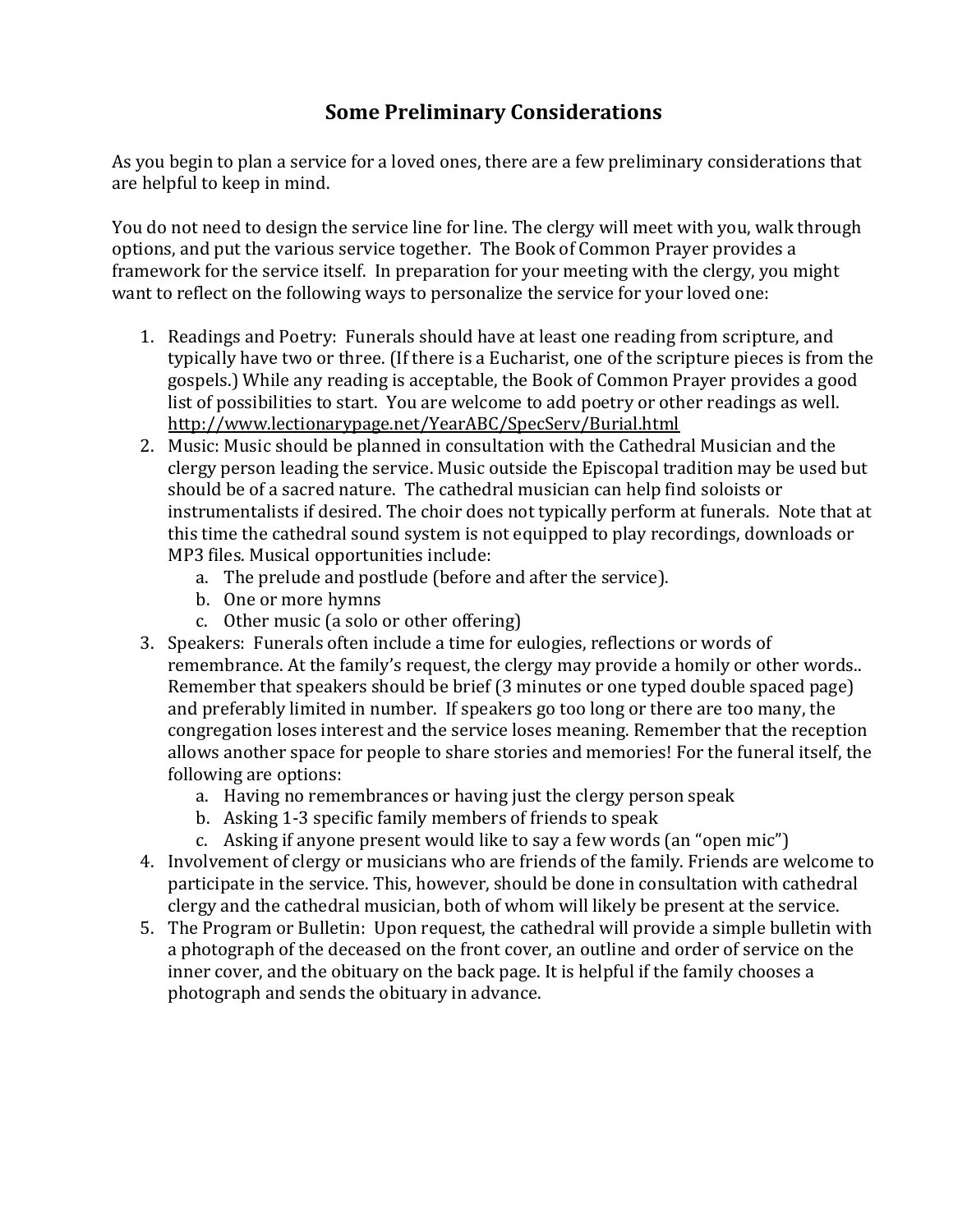## Some Preliminary Considerations

As you begin to plan a service for a loved ones, there are a few preliminary considerations that are helpful to keep in mind.

You do not need to design the service line for line. The clergy will meet with you, walk through options, and put the various service together. The Book of Common Prayer provides a framework for the service itself. In preparation for your meeting with the clergy, you might want to reflect on the following ways to personalize the service for your loved one:

1. Readings and Poetry: Funerals should have at least one reading from scripture, and typically have two or three. (If there is a Eucharist, one of the scripture pieces is from the gospels.) While any reading is acceptable, the Book of Common Prayer provides a good list of possibilities to start. You are welcome to add poetry or other readings as well. http://www.lectionarypage.net/YearABC/SpecServ/Burial.html
2. Music: Music should be planned in consultation with the Cathedral Musician and the clergy person leading the service. Music outside the Episcopal tradition may be used but should be of a sacred nature. The cathedral musician can help find soloists or instrumentalists if desired. The choir does not typically perform at funerals. Note that at this time the cathedral sound system is not equipped to play recordings, downloads or MP3 files. Musical opportunities include:
   a. The prelude and postlude (before and after the service).
   b. One or more hymns
   c. Other music (a solo or other offering)
3. Speakers: Funerals often include a time for eulogies, reflections or words of remembrance. At the family's request, the clergy may provide a homily or other words.. Remember that speakers should be brief (3 minutes or one typed double spaced page) and preferably limited in number. If speakers go too long or there are too many, the congregation loses interest and the service loses meaning. Remember that the reception allows another space for people to share stories and memories! For the funeral itself, the following are options:
   a. Having no remembrances or having just the clergy person speak
   b. Asking 1-3 specific family members of friends to speak
   c. Asking if anyone present would like to say a few words (an "open mic")
4. Involvement of clergy or musicians who are friends of the family. Friends are welcome to participate in the service. This, however, should be done in consultation with cathedral clergy and the cathedral musician, both of whom will likely be present at the service.
5. The Program or Bulletin: Upon request, the cathedral will provide a simple bulletin with a photograph of the deceased on the front cover, an outline and order of service on the inner cover, and the obituary on the back page. It is helpful if the family chooses a photograph and sends the obituary in advance.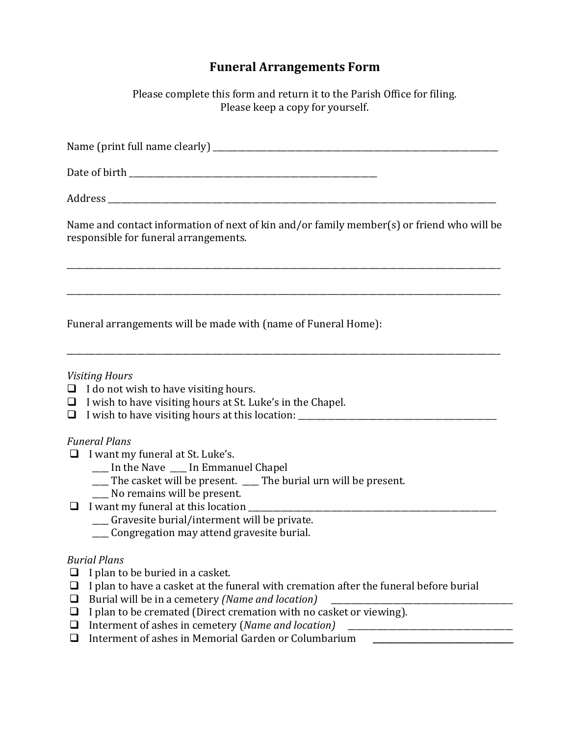# Funeral Arrangements Form

Please complete this form and return it to the Parish Office for filing.
Please keep a copy for yourself.

Name (print full name clearly) ______________________________________________________________

Date of birth ______________________________________________

Address ____________________________________________________________________________

Name and contact information of next of kin and/or family member(s) or friend who will be responsible for funeral arrangements.

______________________________________________________________________________________

______________________________________________________________________________________

Funeral arrangements will be made with (name of Funeral Home):

______________________________________________________________________________________

*Visiting Hours*

- ❑ I do not wish to have visiting hours.
- ❑ I wish to have visiting hours at St. Luke's in the Chapel.
- ❑ I wish to have visiting hours at this location: ____________________________________

*Funeral Plans*

- ❑ I want my funeral at St. Luke's.
  - ____ In the Nave ____ In Emmanuel Chapel
  - ____ The casket will be present. ____ The burial urn will be present.
  - ____ No remains will be present.
- ❑ I want my funeral at this location ______________________________________________
  - ____ Gravesite burial/interment will be private.
  - ____ Congregation may attend gravesite burial.

*Burial Plans*

- ❑ I plan to be buried in a casket.
- ❑ I plan to have a casket at the funeral with cremation after the funeral before burial
- ❑ Burial will be in a cemetery *(Name and location)* _________________________________
- ❑ I plan to be cremated (Direct cremation with no casket or viewing).
- ❑ Interment of ashes in cemetery (*Name and location)* ______________________________
- ❑ Interment of ashes in Memorial Garden or Columbarium ___________________________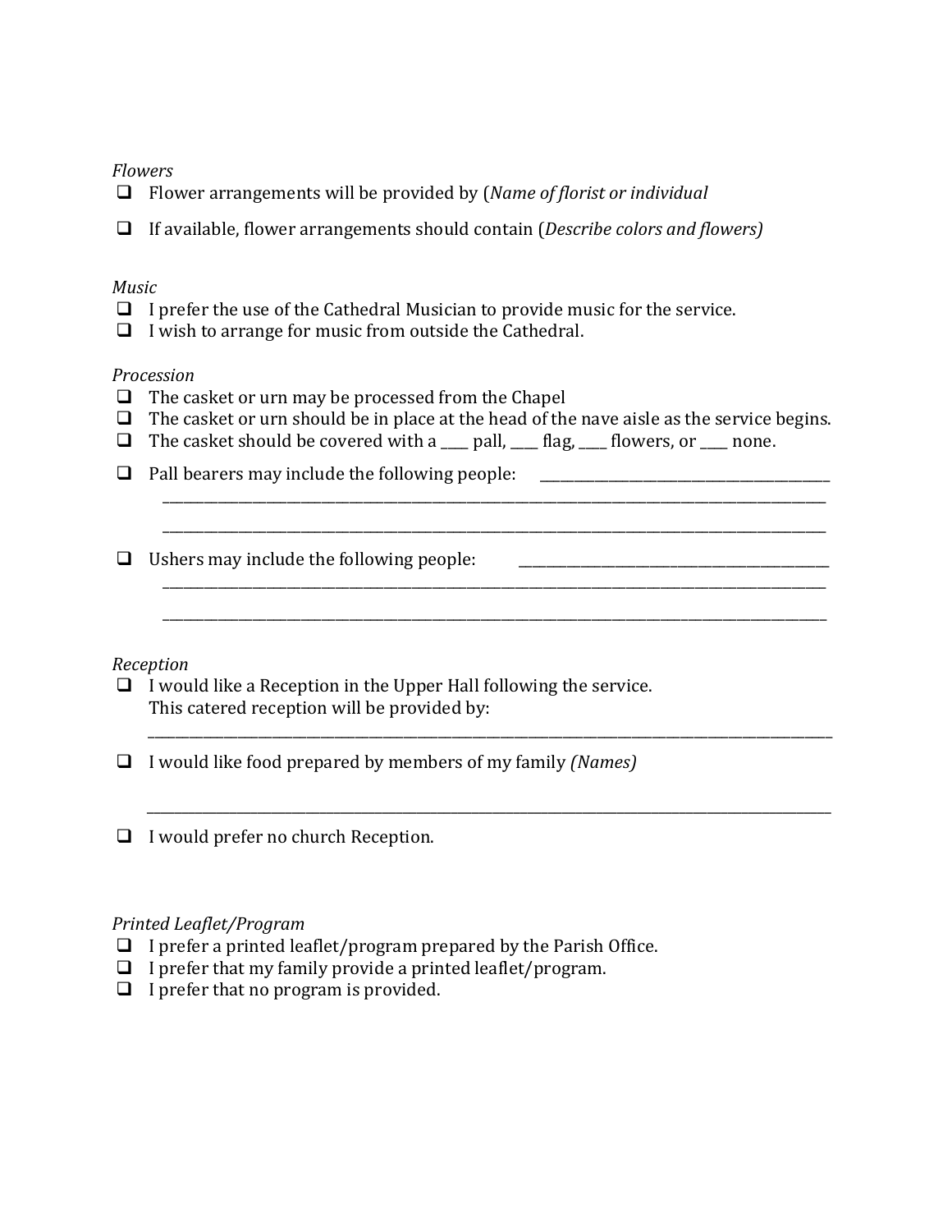*Flowers*

- ❑ Flower arrangements will be provided by (*Name of florist or individual*
- ❑ If available, flower arrangements should contain (*Describe colors and flowers)*

*Music*

- ❑ I prefer the use of the Cathedral Musician to provide music for the service.
- ❑ I wish to arrange for music from outside the Cathedral.

*Procession*

- ❑ The casket or urn may be processed from the Chapel
- ❑ The casket or urn should be in place at the head of the nave aisle as the service begins.
- ❑ The casket should be covered with a ____ pall, ____ flag, ____ flowers, or ____ none.
- ❑ Pall bearers may include the following people: ________________________________________
  ______________________________________________________________________________________________
  ______________________________________________________________________________________________
- ❑ Ushers may include the following people: ________________________________________
  ______________________________________________________________________________________________
  ______________________________________________________________________________________________

*Reception*

- ❑ I would like a Reception in the Upper Hall following the service.
  This catered reception will be provided by:
  ______________________________________________________________________________________________
- ❑ I would like food prepared by members of my family *(Names)*
  ______________________________________________________________________________________________
- ❑ I would prefer no church Reception.

*Printed Leaflet/Program*

- ❑ I prefer a printed leaflet/program prepared by the Parish Office.
- ❑ I prefer that my family provide a printed leaflet/program.
- ❑ I prefer that no program is provided.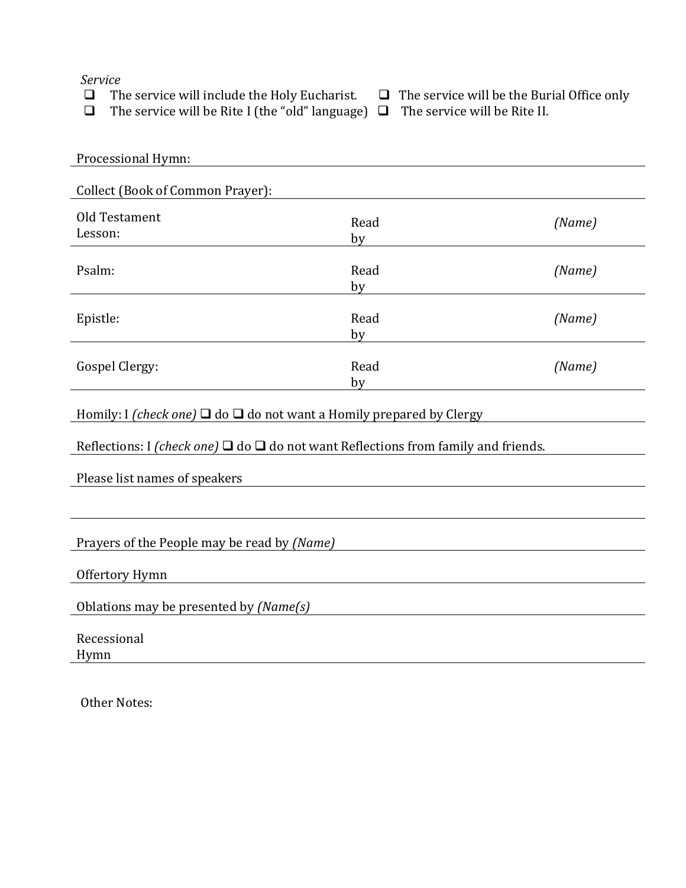*Service*

- ❑ The service will include the Holy Eucharist.
- ❑ The service will be the Burial Office only
- ❑ The service will be Rite I (the "old" language)
- ❑ The service will be Rite II.

Processional Hymn: ______________________________

Collect (Book of Common Prayer): ______________________________

| | | |
|---|---|---|
| Old Testament Lesson: | Read by | *(Name)* |
| Psalm: | Read by | *(Name)* |
| Epistle: | Read by | *(Name)* |
| Gospel Clergy: | Read by | *(Name)* |

Homily: I *(check one)* ❑ do ❑ do not want a Homily prepared by Clergy

Reflections: I *(check one)* ❑ do ❑ do not want Reflections from family and friends.

Please list names of speakers ______________________________

______________________________

Prayers of the People may be read by *(Name)* ______________________________

Offertory Hymn ______________________________

Oblations may be presented by *(Name(s)* ______________________________

Recessional Hymn ______________________________

Other Notes: